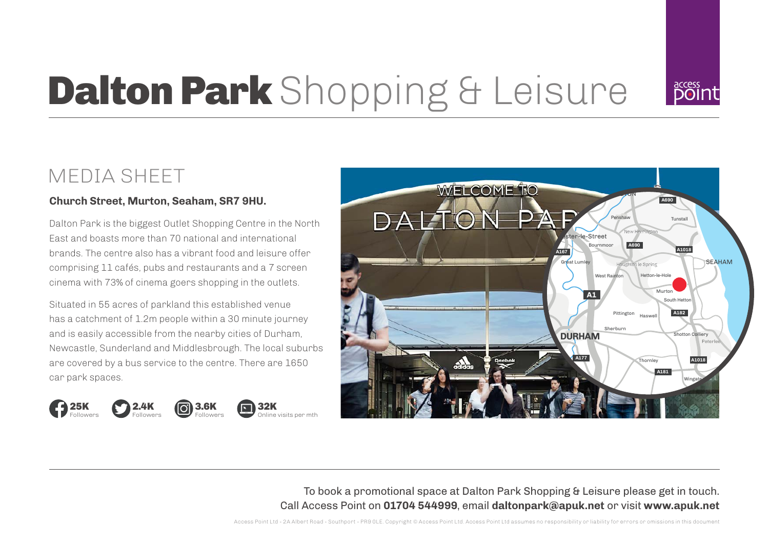# **Dalton Park** Shopping & Leisure

## MEDIA SHEET

**Church Street, Murton, Seaham, SR7 9HU.**

Dalton Park is the biggest Outlet Shopping Centre in the North East and boasts more than 70 national and international brands. The centre also has a vibrant food and leisure offer comprising 11 cafés, pubs and restaurants and a 7 screen cinema with 73% of cinema goers shopping in the outlets.

Situated in 55 acres of parkland this established venue has a catchment of 1.2m people within a 30 minute journey and is easily accessible from the nearby cities of Durham, Newcastle, Sunderland and Middlesbrough. The local suburbs are covered by a bus service to the centre. There are 1650 car park spaces.

**25K** Followers **2.4K** Followers **3.6K** Followers **32K** Online visits per mth

To book a promotional space at Dalton Park Shopping & Leisure please get in touch.
Call Access Point on **01704 544999**, email **daltonpark@apuk.net** or visit **www.apuk.net**

Access Point Ltd - 2A Albert Road - Southport - PR9 0LE. Copyright © Access Point Ltd. Access Point Ltd assumes no responsibility or liability for errors or omissions in this document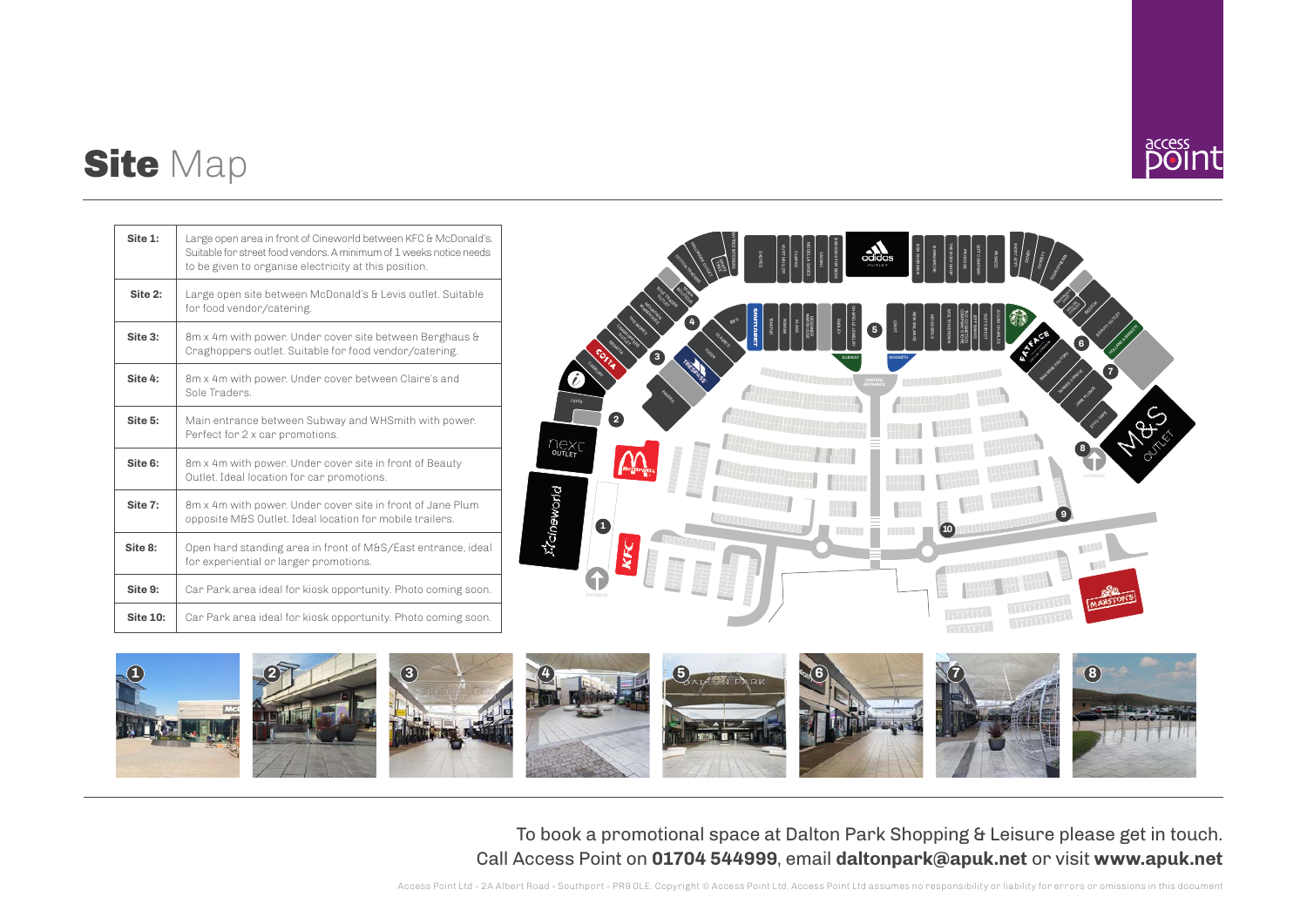# **Site** Map

| | |
|---|---|
| **Site 1:** | Large open area in front of Cineworld between KFC & McDonald's. Suitable for street food vendors. A minimum of 1 weeks notice needs to be given to organise electricity at this position. |
| **Site 2:** | Large open site between McDonald's & Levis outlet. Suitable for food vendor/catering. |
| **Site 3:** | 8m x 4m with power. Under cover site between Berghaus & Craghoppers outlet. Suitable for food vendor/catering. |
| **Site 4:** | 8m x 4m with power. Under cover between Claire's and Sole Traders. |
| **Site 5:** | Main entrance between Subway and WHSmith with power. Perfect for 2 x car promotions. |
| **Site 6:** | 8m x 4m with power. Under cover site in front of Beauty Outlet. Ideal location for car promotions. |
| **Site 7:** | 8m x 4m with power. Under cover site in front of Jane Plum opposite M&S Outlet. Ideal location for mobile trailers. |
| **Site 8:** | Open hard standing area in front of M&S/East entrance, ideal for experiential or larger promotions. |
| **Site 9:** | Car Park area ideal for kiosk opportunity. Photo coming soon. |
| **Site 10:** | Car Park area ideal for kiosk opportunity. Photo coming soon. |

To book a promotional space at Dalton Park Shopping & Leisure please get in touch.
Call Access Point on **01704 544999**, email **daltonpark@apuk.net** or visit **www.apuk.net**

Access Point Ltd - 2A Albert Road - Southport - PR9 0LE. Copyright © Access Point Ltd. Access Point Ltd assumes no responsibility or liability for errors or omissions in this document